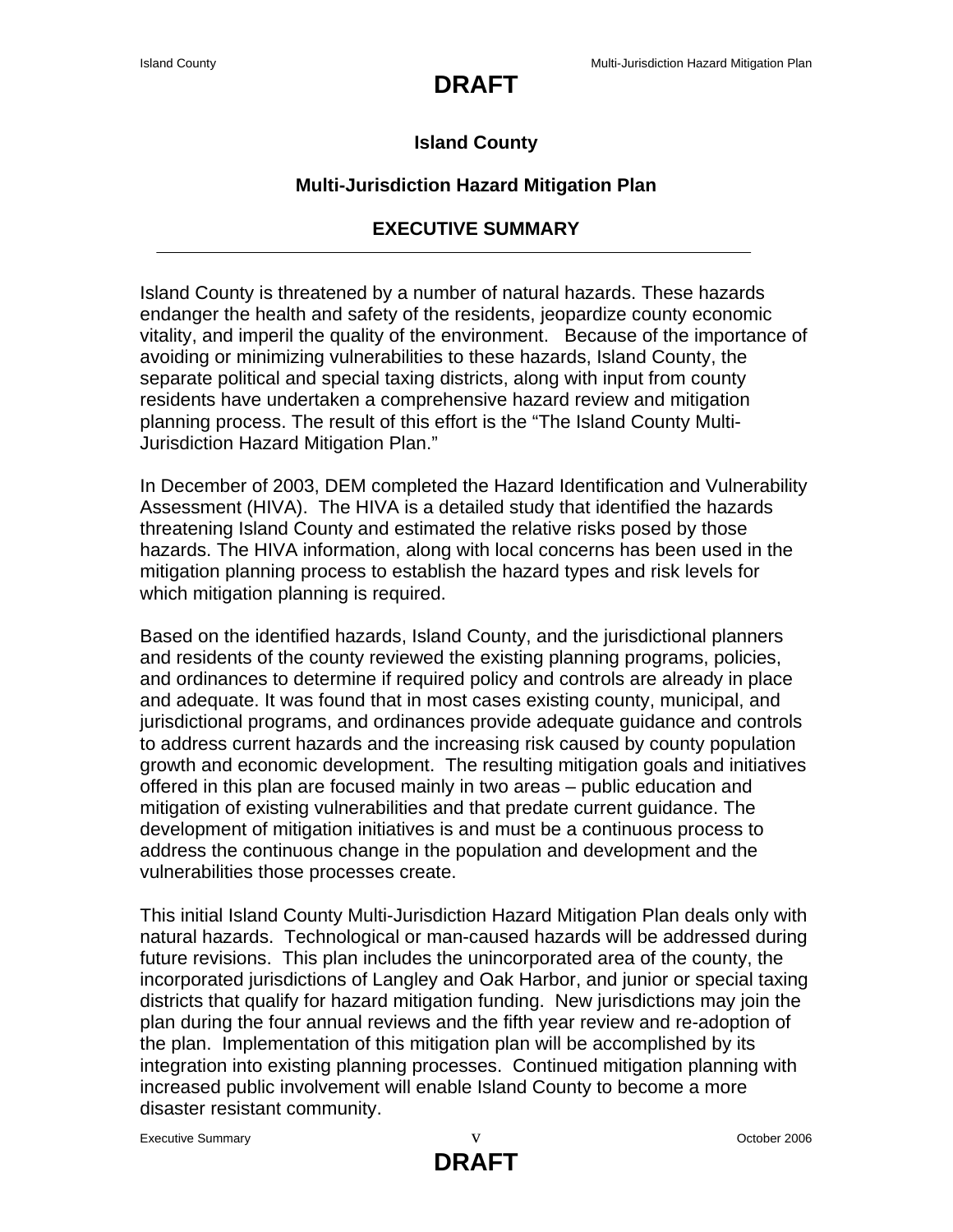# DRAFT

## Island County

## Multi-Jurisdiction Hazard Mitigation Plan

## EXECUTIVE SUMMARY

Island County is threatened by a number of natural hazards. These hazards endanger the health and safety of the residents, jeopardize county economic vitality, and imperil the quality of the environment. Because of the importance of avoiding or minimizing vulnerabilities to these hazards, Island County, the separate political and special taxing districts, along with input from county residents have undertaken a comprehensive hazard review and mitigation planning process. The result of this effort is the "The Island County Multi-Jurisdiction Hazard Mitigation Plan."

In December of 2003, DEM completed the Hazard Identification and Vulnerability Assessment (HIVA). The HIVA is a detailed study that identified the hazards threatening Island County and estimated the relative risks posed by those hazards. The HIVA information, along with local concerns has been used in the mitigation planning process to establish the hazard types and risk levels for which mitigation planning is required.

Based on the identified hazards, Island County, and the jurisdictional planners and residents of the county reviewed the existing planning programs, policies, and ordinances to determine if required policy and controls are already in place and adequate. It was found that in most cases existing county, municipal, and jurisdictional programs, and ordinances provide adequate guidance and controls to address current hazards and the increasing risk caused by county population growth and economic development. The resulting mitigation goals and initiatives offered in this plan are focused mainly in two areas – public education and mitigation of existing vulnerabilities and that predate current guidance. The development of mitigation initiatives is and must be a continuous process to address the continuous change in the population and development and the vulnerabilities those processes create.

This initial Island County Multi-Jurisdiction Hazard Mitigation Plan deals only with natural hazards. Technological or man-caused hazards will be addressed during future revisions. This plan includes the unincorporated area of the county, the incorporated jurisdictions of Langley and Oak Harbor, and junior or special taxing districts that qualify for hazard mitigation funding. New jurisdictions may join the plan during the four annual reviews and the fifth year review and re-adoption of the plan. Implementation of this mitigation plan will be accomplished by its integration into existing planning processes. Continued mitigation planning with increased public involvement will enable Island County to become a more disaster resistant community.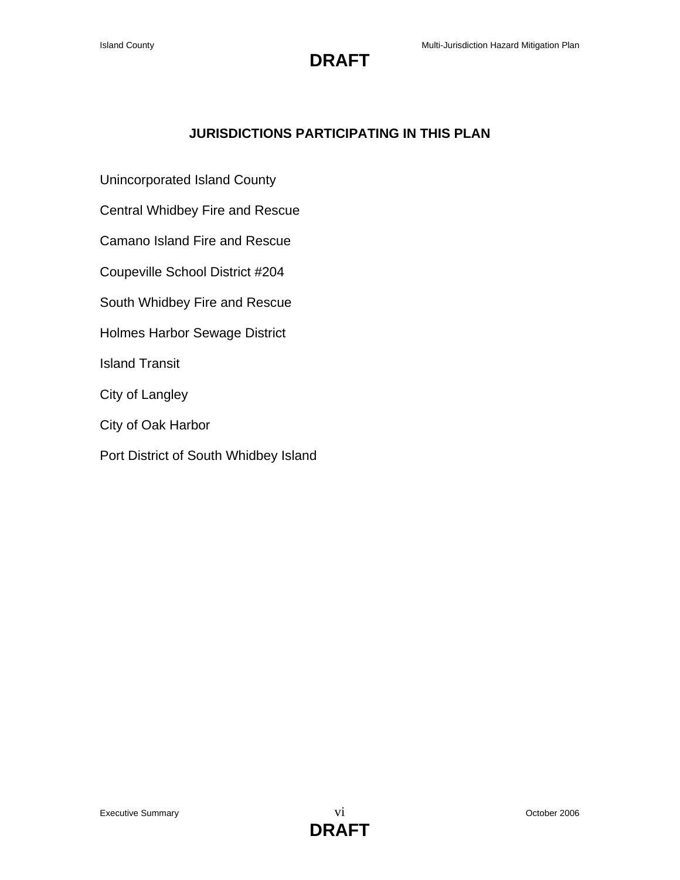## JURISDICTIONS PARTICIPATING IN THIS PLAN

Unincorporated Island County

Central Whidbey Fire and Rescue

Camano Island Fire and Rescue

Coupeville School District #204

South Whidbey Fire and Rescue

Holmes Harbor Sewage District

Island Transit

City of Langley

City of Oak Harbor

Port District of South Whidbey Island